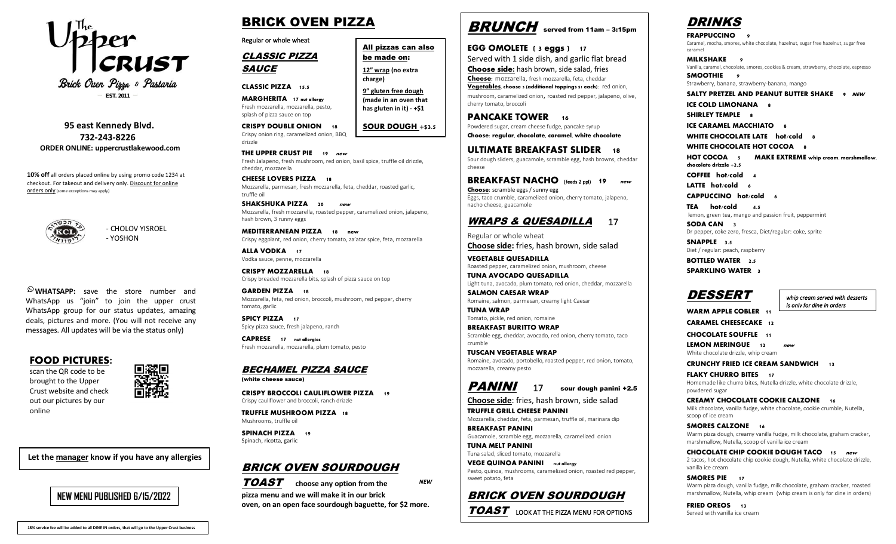# The Upper Crust

Brick Oven Pizza & Pastaria

— EST. 2011 —

**95 east Kennedy Blvd.**
**732-243-8226**
**ORDER ONLINE: uppercrustlakewood.com**

**10% off** all orders placed online by using promo code 1234 at checkout. For takeout and delivery only. Discount for online orders only (some exceptions may apply)

- CHOLOV YISROEL
- YOSHON

**WHATSAPP:** save the store number and WhatsApp us "join" to join the upper crust WhatsApp group for our status updates, amazing deals, pictures and more. (You will not receive any messages. All updates will be via the status only)

## FOOD PICTURES:

scan the QR code to be brought to the Upper Crust website and check out our pictures by our online

**Let the manager know if you have any allergies**

**NEW MENU PUBLISHED 6/15/2022**

18% service fee will be added to all DINE IN orders, that will go to the Upper Crust business

# BRICK OVEN PIZZA

Regular or whole wheat

**All pizzas can also be made on:**

**12" wrap (no extra charge)**

**9" gluten free dough (made in an oven that has gluten in it) - +$1**

**SOUR DOUGH +$3.5**

## CLASSIC PIZZA SAUCE

**CLASSIC PIZZA 15.5**

**MARGHERITA 17 nut allergy**
Fresh mozzarella, mozzarella, pesto, splash of pizza sauce on top

**CRISPY DOUBLE ONION 18**
Crispy onion ring, caramelized onion, BBQ drizzle

**THE UPPER CRUST PIE 19 *new***
Fresh Jalapeno, fresh mushroom, red onion, basil spice, truffle oil drizzle, cheddar, mozzarella

**CHEESE LOVERS PIZZA 18**
Mozzarella, parmesan, fresh mozzarella, feta, cheddar, roasted garlic, truffle oil

**SHAKSHUKA PIZZA 20 *new***
Mozzarella, fresh mozzarella, roasted pepper, caramelized onion, jalapeno, hash brown, 3 runny eggs

**MEDITERRANEAN PIZZA 18 new**
Crispy eggplant, red onion, cherry tomato, za'atar spice, feta, mozzarella

**ALLA VODKA 17**
Vodka sauce, penne, mozzarella

**CRISPY MOZZARELLA 18**
Crispy breaded mozzarella bits, splash of pizza sauce on top

**GARDEN PIZZA 18**
Mozzarella, feta, red onion, broccoli, mushroom, red pepper, cherry tomato, garlic

**SPICY PIZZA 17**
Spicy pizza sauce, fresh jalapeno, ranch

**CAPRESE 17 nut allergies**
Fresh mozzarella, mozzarella, plum tomato, pesto

## BECHAMEL PIZZA SAUCE

(white cheese sauce)

**CRISPY BROCCOLI CAULIFLOWER PIZZA 19**
Crispy cauliflower and broccoli, ranch drizzle

**TRUFFLE MUSHROOM PIZZA 18**
Mushrooms, truffle oil

**SPINACH PIZZA 19**
Spinach, ricotta, garlic

## BRICK OVEN SOURDOUGH TOAST

**choose any option from the pizza menu and we will make it in our brick oven, on an open face sourdough baguette, for $2 more.** *NEW*

# BRUNCH served from 11am – 3:15pm

**EGG OMOLETE (3 eggs) 17**
Served with 1 side dish, and garlic flat bread
**Choose side:** hash brown, side salad, fries
**Cheese**: mozzarella, fresh mozzarella, feta, cheddar
**Vegetables, choose 3 (additional toppings $1 each)**: red onion, mushroom, caramelized onion, roasted red pepper, jalapeno, olive, cherry tomato, broccoli

**PANCAKE TOWER 16**
Powdered sugar, cream cheese fudge, pancake syrup
**Choose: regular, chocolate, caramel, white chocolate**

**ULTIMATE BREAKFAST SLIDER 18**
Sour dough sliders, guacamole, scramble egg, hash browns, cheddar cheese

**BREAKFAST NACHO (feeds 2 ppl) 19 *new***
**Choose**: scramble eggs / sunny egg
Eggs, taco crumble, caramelized onion, cherry tomato, jalapeno, nacho cheese, guacamole

## WRAPS & QUESADILLA 17

Regular or whole wheat
**Choose side:** fries, hash brown, side salad

**VEGETABLE QUESADILLA**
Roasted pepper, caramelized onion, mushroom, cheese

**TUNA AVOCADO QUESADILLA**
Light tuna, avocado, plum tomato, red onion, cheddar, mozzarella

**SALMON CAESAR WRAP**
Romaine, salmon, parmesan, creamy light Caesar

**TUNA WRAP**
Tomato, pickle, red onion, romaine

**BREAKFAST BURITTO WRAP**
Scramble egg, cheddar, avocado, red onion, cherry tomato, taco crumble

**TUSCAN VEGETABLE WRAP**
Romaine, avocado, portobello, roasted pepper, red onion, tomato, mozzarella, creamy pesto

## PANINI 17 sour dough panini +2.5

**Choose side**: fries, hash brown, side salad

**TRUFFLE GRILL CHEESE PANINI**
Mozzarella, cheddar, feta, parmesan, truffle oil, marinara dip

**BREAKFAST PANINI**
Guacamole, scramble egg, mozzarella, caramelized onion

**TUNA MELT PANINI**
Tuna salad, sliced tomato, mozzarella

**VEGE QUINOA PANINI nut allergy**
Pesto, quinoa, mushrooms, caramelized onion, roasted red pepper, sweet potato, feta

## BRICK OVEN SOURDOUGH TOAST

LOOK AT THE PIZZA MENU FOR OPTIONS

# DRINKS

**FRAPPUCCINO 9**
Caramel, mocha, smores, white chocolate, hazelnut, sugar free hazelnut, sugar free caramel

**MILKSHAKE 9**
Vanilla, caramel, chocolate, smores, cookies & cream, strawberry, chocolate, espresso

**SMOOTHIE 9**
Strawberry, banana, strawberry-banana, mango

**SALTY PRETZEL AND PEANUT BUTTER SHAKE 9 *NEW***

**ICE COLD LIMONANA 8**

**SHIRLEY TEMPLE 8**

**ICE CARAMEL MACCHIATO 8**

**WHITE CHOCOLATE LATTE hot/cold 8**

**WHITE CHOCOLATE HOT COCOA 8**

**HOT COCOA 5 MAKE EXTREME whip cream, marshmallow, chocolate drizzle +2.5**

**COFFEE hot/cold 4**

**LATTE hot/cold 6**

**CAPPUCCINO hot/cold 6**

**TEA hot/cold 4.5**
lemon, green tea, mango and passion fruit, peppermint

**SODA CAN 3**
Dr pepper, coke zero, fresca, Diet/regular: coke, sprite

**SNAPPLE 3.5**
Diet / regular: peach, raspberry

**BOTTLED WATER 2.5**

**SPARKLING WATER 3**

# DESSERT

*whip cream served with desserts is only for dine in orders*

**WARM APPLE COBLER 11**

**CARAMEL CHEESECAKE 12**

**CHOCOLATE SOUFFLE 11**

**LEMON MERINGUE 12 *new***
White chocolate drizzle, whip cream

**CRUNCHY FRIED ICE CREAM SANDWICH 13**

**FLAKY CHURRO BITES 17**
Homemade like churro bites, Nutella drizzle, white chocolate drizzle, powdered sugar

**CREAMY CHOCOLATE COOKIE CALZONE 16**
Milk chocolate, vanilla fudge, white chocolate, cookie crumble, Nutella, scoop of ice cream

**SMORES CALZONE 16**
Warm pizza dough, creamy vanilla fudge, milk chocolate, graham cracker, marshmallow, Nutella, scoop of vanilla ice cream

**CHOCOLATE CHIP COOKIE DOUGH TACO 15 *new***
2 tacos, hot chocolate chip cookie dough, Nutella, white chocolate drizzle, vanilla ice cream

**SMORES PIE 17**
Warm pizza dough, vanilla fudge, milk chocolate, graham cracker, roasted marshmallow, Nutella, whip cream (whip cream is only for dine in orders)

**FRIED OREOS 13**
Served with vanilla ice cream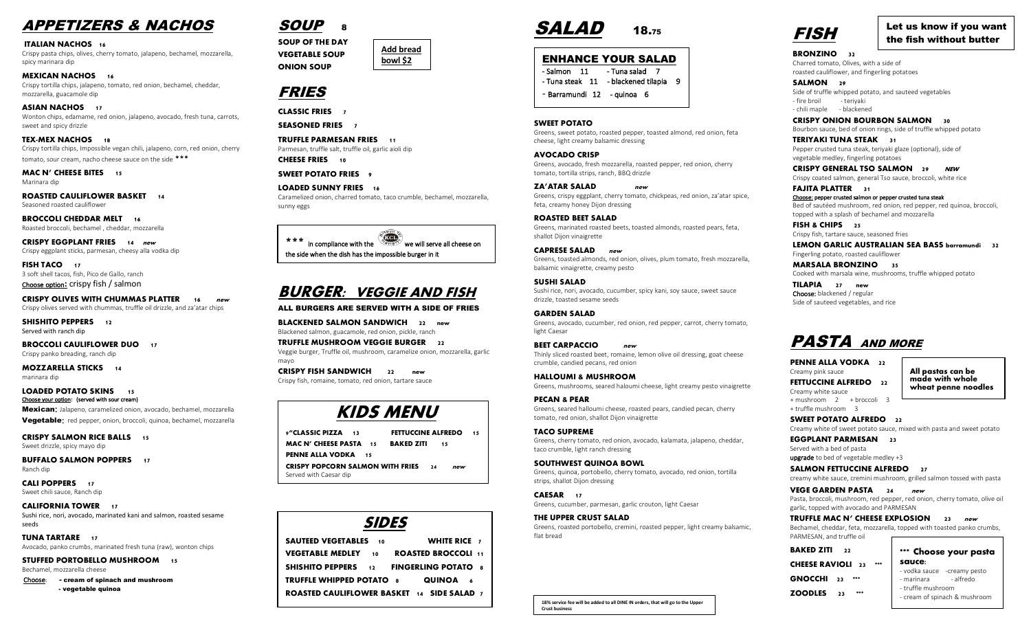# APPETIZERS & NACHOS

**ITALIAN NACHOS** 16
Crispy pasta chips, olives, cherry tomato, jalapeno, bechamel, mozzarella, spicy marinara dip

**MEXICAN NACHOS** 16
Crispy tortilla chips, jalapeno, tomato, red onion, bechamel, cheddar, mozzarella, guacamole dip

**ASIAN NACHOS** 17
Wonton chips, edamame, red onion, jalapeno, avocado, fresh tuna, carrots, sweet and spicy drizzle

**TEX-MEX NACHOS** 18
Crispy tortilla chips, Impossible vegan chili, jalapeno, corn, red onion, cherry tomato, sour cream, nacho cheese sauce on the side ***

**MAC N' CHEESE BITES** 15
Marinara dip

**ROASTED CAULIFLOWER BASKET** 14
Seasoned roasted cauliflower

**BROCCOLI CHEDDAR MELT** 16
Roasted broccoli, bechamel , cheddar, mozzarella

**CRISPY EGGPLANT FRIES** 14 *new*
Crispy eggplant sticks, parmesan, cheesy alla vodka dip

**FISH TACO** 17
3 soft shell tacos, fish, Pico de Gallo, ranch
Choose option: crispy fish / salmon

**CRISPY OLIVES WITH CHUMMAS PLATTER** 16 *new*
Crispy olives served with chummas, truffle oil drizzle, and za'atar chips

**SHISHITO PEPPERS** 12
Served with ranch dip

**BROCCOLI CAULIFLOWER DUO** 17
Crispy panko breading, ranch dip

**MOZZARELLA STICKS** 14
marinara dip

**LOADED POTATO SKINS** 15
Choose your option: (served with sour cream)
**Mexican**: Jalapeno, caramelized onion, avocado, bechamel, mozzarella
**Vegetable**: red pepper, onion, broccoli, quinoa, bechamel, mozzarella

**CRISPY SALMON RICE BALLS** 15
Sweet drizzle, spicy mayo dip

**BUFFALO SALMON POPPERS** 17
Ranch dip

**CALI POPPERS** 17
Sweet chili sauce, Ranch dip

**CALIFORNIA TOWER** 17
Sushi rice, nori, avocado, marinated kani and salmon, roasted sesame seeds

**TUNA TARTARE** 17
Avocado, panko crumbs, marinated fresh tuna (raw), wonton chips

**STUFFED PORTOBELLO MUSHROOM** 15
Bechamel, mozzarella cheese
Choose: - cream of spinach and mushroom
- vegetable quinoa

# SOUP 8

**SOUP OF THE DAY**
**VEGETABLE SOUP**
**ONION SOUP**

Add bread bowl $2

# FRIES

**CLASSIC FRIES** 7

**SEASONED FRIES** 7

**TRUFFLE PARMESAN FRIES** 11
Parmesan, truffle salt, truffle oil, garlic aioli dip

**CHEESE FRIES** 10

**SWEET POTATO FRIES** 9

**LOADED SUNNY FRIES** 16
Caramelized onion, charred tomato, taco crumble, bechamel, mozzarella, sunny eggs

*** In compliance with the KCL we will serve all cheese on the side when the dish has the impossible burger in it

# BURGER: VEGGIE AND FISH

**ALL BURGERS ARE SERVED WITH A SIDE OF FRIES**

**BLACKENED SALMON SANDWICH** 22 *new*
Blackened salmon, guacamole, red onion, pickle, ranch

**TRUFFLE MUSHROOM VEGGIE BURGER** 22
Veggie burger, Truffle oil, mushroom, caramelize onion, mozzarella, garlic mayo

**CRISPY FISH SANDWICH** 22 *new*
Crispy fish, romaine, tomato, red onion, tartare sauce

# KIDS MENU

**9"CLASSIC PIZZA** 13
**FETTUCCINE ALFREDO** 15
**MAC N' CHEESE PASTA** 15
**BAKED ZITI** 15
**PENNE ALLA VODKA** 15
**CRISPY POPCORN SALMON WITH FRIES** 24 *new*
Served with Caesar dip

# SIDES

**SAUTEED VEGETABLES** 10
**WHITE RICE** 7
**VEGETABLE MEDLEY** 10
**ROASTED BROCCOLI** 11
**SHISHITO PEPPERS** 12
**FINGERLING POTATO** 8
**TRUFFLE WHIPPED POTATO** 8
**QUINOA** 6
**ROASTED CAULIFLOWER BASKET** 14
**SIDE SALAD** 7

# SALAD 18.75

## ENHANCE YOUR SALAD

- Salmon 11
- Tuna salad 7
- Tuna steak 11
- blackened tilapia 9
- Barramundi 12
- quinoa 6

**SWEET POTATO**
Greens, sweet potato, roasted pepper, toasted almond, red onion, feta cheese, light creamy balsamic dressing

**AVOCADO CRISP**
Greens, avocado, fresh mozzarella, roasted pepper, red onion, cherry tomato, tortilla strips, ranch, BBQ drizzle

**ZA'ATAR SALAD** *new*
Greens, crispy eggplant, cherry tomato, chickpeas, red onion, za'atar spice, feta, creamy honey Dijon dressing

**ROASTED BEET SALAD**
Greens, marinated roasted beets, toasted almonds, roasted pears, feta, shallot Dijon vinaigrette

**CAPRESE SALAD** *new*
Greens, toasted almonds, red onion, olives, plum tomato, fresh mozzarella, balsamic vinaigrette, creamy pesto

**SUSHI SALAD**
Sushi rice, nori, avocado, cucumber, spicy kani, soy sauce, sweet sauce drizzle, toasted sesame seeds

**GARDEN SALAD**
Greens, avocado, cucumber, red onion, red pepper, carrot, cherry tomato, light Caesar

**BEET CARPACCIO** *new*
Thinly sliced roasted beet, romaine, lemon olive oil dressing, goat cheese crumble, candied pecans, red onion

**HALLOUMI & MUSHROOM**
Greens, mushrooms, seared halloumi cheese, light creamy pesto vinaigrette

**PECAN & PEAR**
Greens, seared halloumi cheese, roasted pears, candied pecan, cherry tomato, red onion, shallot Dijon vinaigrette

**TACO SUPREME**
Greens, cherry tomato, red onion, avocado, kalamata, jalapeno, cheddar, taco crumble, light ranch dressing

**SOUTHWEST QUINOA BOWL**
Greens, quinoa, portobello, cherry tomato, avocado, red onion, tortilla strips, shallot Dijon dressing

**CAESAR** 17
Greens, cucumber, parmesan, garlic crouton, light Caesar

**THE UPPER CRUST SALAD**
Greens, roasted portobello, cremini, roasted pepper, light creamy balsamic, flat bread

18% service fee will be added to all DINE IN orders, that will go to the Upper Crust business

# FISH

Let us know if you want the fish without butter

**BRONZINO** 32
Charred tomato, Olives, with a side of roasted cauliflower, and fingerling potatoes

**SALMON** 29
Side of truffle whipped potato, and sauteed vegetables
- fire broil
- teriyaki
- chili maple
- blackened

**CRISPY ONION BOURBON SALMON** 30
Bourbon sauce, bed of onion rings, side of truffle whipped potato

**TERIYAKI TUNA STEAK** 31
Pepper crusted tuna steak, teriyaki glaze (optional), side of vegetable medley, fingerling potatoes

**CRISPY GENERAL TSO SALMON** 29 *NEW*
Crispy coated salmon, general Tso sauce, broccoli, white rice

**FAJITA PLATTER** 31
Choose: pepper crusted salmon or pepper crusted tuna steak
Bed of sautéed mushroom, red onion, red pepper, red quinoa, broccoli, topped with a splash of bechamel and mozzarella

**FISH & CHIPS** 25
Crispy fish, tartare sauce, seasoned fries

**LEMON GARLIC AUSTRALIAN SEA BASS barramundi** 32
Fingerling potato, roasted cauliflower

**MARSALA BRONZINO** 35
Cooked with marsala wine, mushrooms, truffle whipped potato

**TILAPIA** 27 *new*
Choose: blackened / regular
Side of sauteed vegetables, and rice

# PASTA AND MORE

All pastas can be made with whole wheat penne noodles

**PENNE ALLA VODKA** 22
Creamy pink sauce

**FETTUCCINE ALFREDO** 22
Creamy white sauce
+ mushroom 2 + broccoli 3
+ truffle mushroom 3

**SWEET POTATO ALFREDO** 22
Creamy white of sweet potato sauce, mixed with pasta and sweet potato

**EGGPLANT PARMESAN** 23
Served with a bed of pasta
upgrade to bed of vegetable medley +3

**SALMON FETTUCCINE ALFREDO** 27
creamy white sauce, cremini mushroom, grilled salmon tossed with pasta

**VEGE GARDEN PASTA** 24 *new*
Pasta, broccoli, mushroom, red pepper, red onion, cherry tomato, olive oil garlic, topped with avocado and PARMESAN

**TRUFFLE MAC N' CHEESE EXPLOSION** 23 *new*
Bechamel, cheddar, feta, mozzarella, topped with toasted panko crumbs, PARMESAN, and truffle oil

**BAKED ZITI** 22

**CHEESE RAVIOLI** 23 ***

**GNOCCHI** 23 ***

**ZOODLES** 23 ***

*** Choose your pasta sauce:
- vodka sauce
- creamy pesto
- marinara
- alfredo
- truffle mushroom
- cream of spinach & mushroom